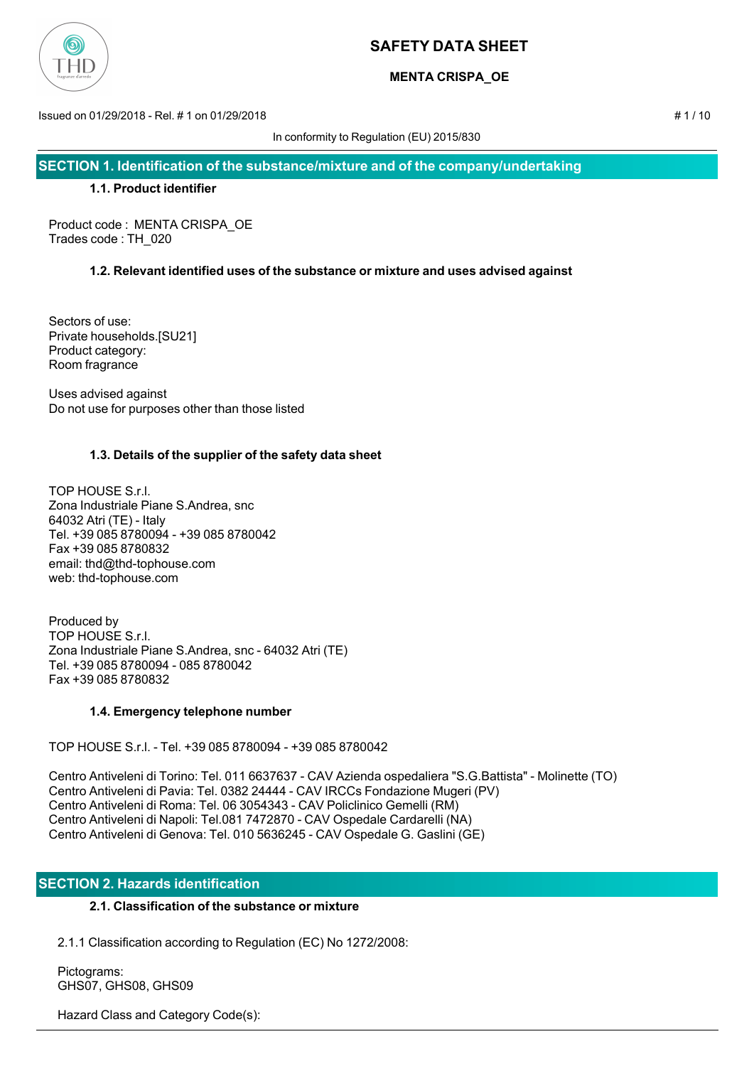# SAFETY DATA SHEET

**MENTA CRISPA_OE**

Issued on 01/29/2018 - Rel. # 1 on 01/29/2018

In conformity to Regulation (EU) 2015/830

## SECTION 1. Identification of the substance/mixture and of the company/undertaking

### 1.1. Product identifier

Product code : MENTA CRISPA_OE
Trades code : TH_020

### 1.2. Relevant identified uses of the substance or mixture and uses advised against

Sectors of use:
Private households.[SU21]
Product category:
Room fragrance

Uses advised against
Do not use for purposes other than those listed

### 1.3. Details of the supplier of the safety data sheet

TOP HOUSE S.r.l.
Zona Industriale Piane S.Andrea, snc
64032 Atri (TE) - Italy
Tel. +39 085 8780094 - +39 085 8780042
Fax +39 085 8780832
email: thd@thd-tophouse.com
web: thd-tophouse.com

Produced by
TOP HOUSE S.r.l.
Zona Industriale Piane S.Andrea, snc - 64032 Atri (TE)
Tel. +39 085 8780094 - 085 8780042
Fax +39 085 8780832

### 1.4. Emergency telephone number

TOP HOUSE S.r.l. - Tel. +39 085 8780094 - +39 085 8780042

Centro Antiveleni di Torino: Tel. 011 6637637 - CAV Azienda ospedaliera "S.G.Battista" - Molinette (TO)
Centro Antiveleni di Pavia: Tel. 0382 24444 - CAV IRCCs Fondazione Mugeri (PV)
Centro Antiveleni di Roma: Tel. 06 3054343 - CAV Policlinico Gemelli (RM)
Centro Antiveleni di Napoli: Tel.081 7472870 - CAV Ospedale Cardarelli (NA)
Centro Antiveleni di Genova: Tel. 010 5636245 - CAV Ospedale G. Gaslini (GE)

## SECTION 2. Hazards identification

### 2.1. Classification of the substance or mixture

2.1.1 Classification according to Regulation (EC) No 1272/2008:

Pictograms:
GHS07, GHS08, GHS09

Hazard Class and Category Code(s):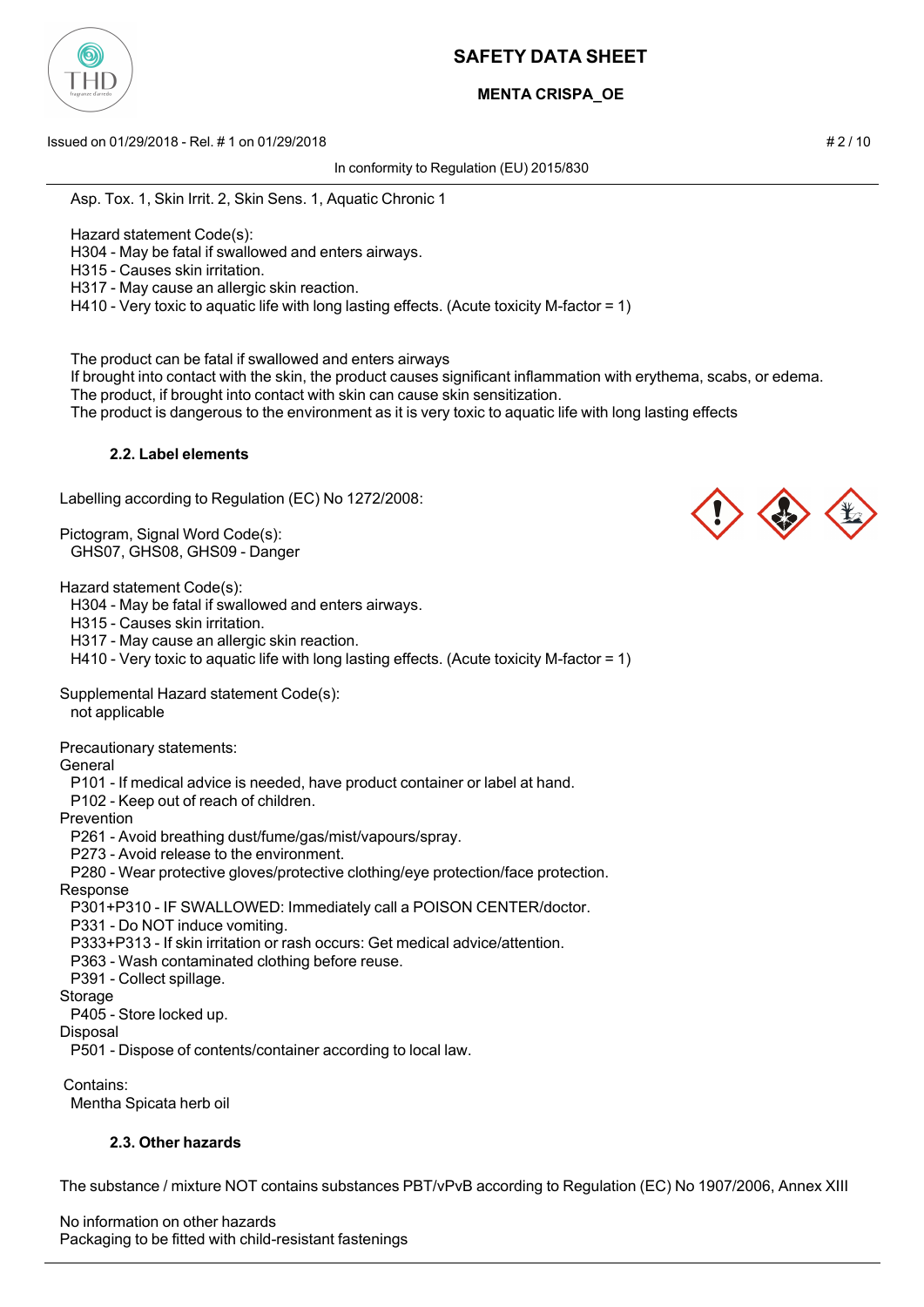Asp. Tox. 1, Skin Irrit. 2, Skin Sens. 1, Aquatic Chronic 1

Hazard statement Code(s):
H304 - May be fatal if swallowed and enters airways.
H315 - Causes skin irritation.
H317 - May cause an allergic skin reaction.
H410 - Very toxic to aquatic life with long lasting effects. (Acute toxicity M-factor = 1)

The product can be fatal if swallowed and enters airways
If brought into contact with the skin, the product causes significant inflammation with erythema, scabs, or edema.
The product, if brought into contact with skin can cause skin sensitization.
The product is dangerous to the environment as it is very toxic to aquatic life with long lasting effects

### 2.2. Label elements

Labelling according to Regulation (EC) No 1272/2008:

Pictogram, Signal Word Code(s):
GHS07, GHS08, GHS09 - Danger

Hazard statement Code(s):
H304 - May be fatal if swallowed and enters airways.
H315 - Causes skin irritation.
H317 - May cause an allergic skin reaction.
H410 - Very toxic to aquatic life with long lasting effects. (Acute toxicity M-factor = 1)

Supplemental Hazard statement Code(s):
not applicable

Precautionary statements:

General
P101 - If medical advice is needed, have product container or label at hand.
P102 - Keep out of reach of children.

Prevention
P261 - Avoid breathing dust/fume/gas/mist/vapours/spray.
P273 - Avoid release to the environment.
P280 - Wear protective gloves/protective clothing/eye protection/face protection.

Response
P301+P310 - IF SWALLOWED: Immediately call a POISON CENTER/doctor.
P331 - Do NOT induce vomiting.
P333+P313 - If skin irritation or rash occurs: Get medical advice/attention.
P363 - Wash contaminated clothing before reuse.
P391 - Collect spillage.

Storage
P405 - Store locked up.

Disposal
P501 - Dispose of contents/container according to local law.

Contains:
Mentha Spicata herb oil

### 2.3. Other hazards

The substance / mixture NOT contains substances PBT/vPvB according to Regulation (EC) No 1907/2006, Annex XIII

No information on other hazards
Packaging to be fitted with child-resistant fastenings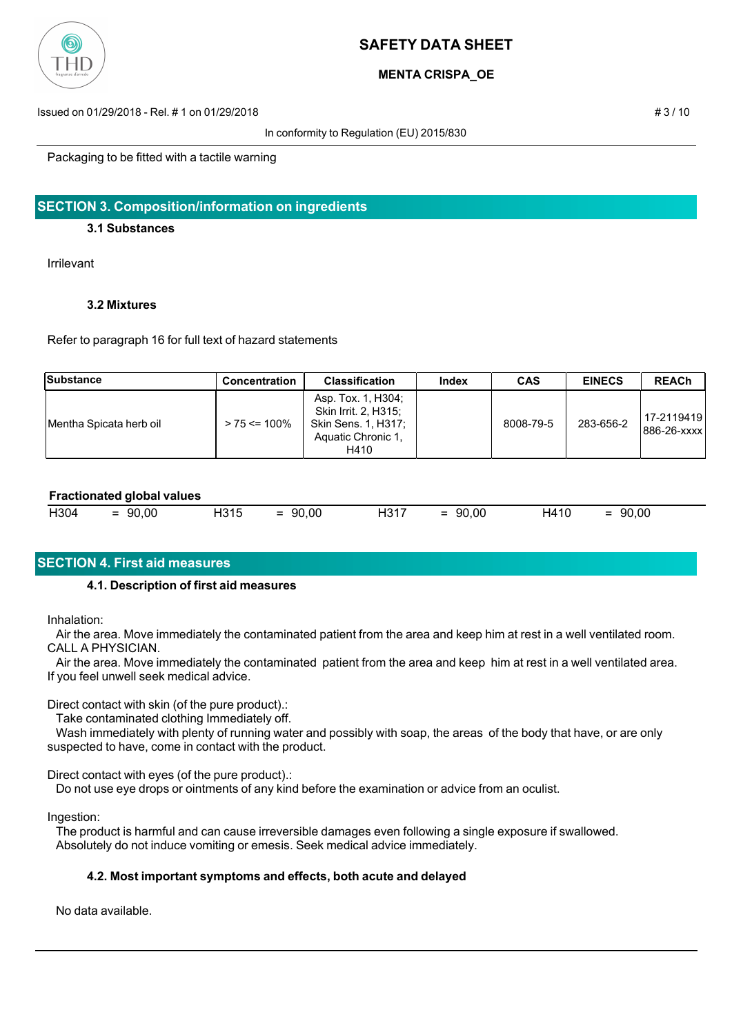Packaging to be fitted with a tactile warning

## SECTION 3. Composition/information on ingredients

### 3.1 Substances

Irrilevant

### 3.2 Mixtures

Refer to paragraph 16 for full text of hazard statements

| Substance | Concentration | Classification | Index | CAS | EINECS | REACh |
|---|---|---|---|---|---|---|
| Mentha Spicata herb oil | > 75 <= 100% | Asp. Tox. 1, H304; Skin Irrit. 2, H315; Skin Sens. 1, H317; Aquatic Chronic 1, H410 | | 8008-79-5 | 283-656-2 | 17-2119419886-26-xxxx |

**Fractionated global values**

| H304 | = 90,00 | H315 | = 90,00 | H317 | = 90,00 | H410 | = 90,00 |
|---|---|---|---|---|---|---|---|

## SECTION 4. First aid measures

### 4.1. Description of first aid measures

Inhalation:

Air the area. Move immediately the contaminated patient from the area and keep him at rest in a well ventilated room. CALL A PHYSICIAN.

Air the area. Move immediately the contaminated patient from the area and keep him at rest in a well ventilated area. If you feel unwell seek medical advice.

Direct contact with skin (of the pure product).:

Take contaminated clothing Immediately off.

Wash immediately with plenty of running water and possibly with soap, the areas of the body that have, or are only suspected to have, come in contact with the product.

Direct contact with eyes (of the pure product).:

Do not use eye drops or ointments of any kind before the examination or advice from an oculist.

Ingestion:

The product is harmful and can cause irreversible damages even following a single exposure if swallowed.
Absolutely do not induce vomiting or emesis. Seek medical advice immediately.

### 4.2. Most important symptoms and effects, both acute and delayed

No data available.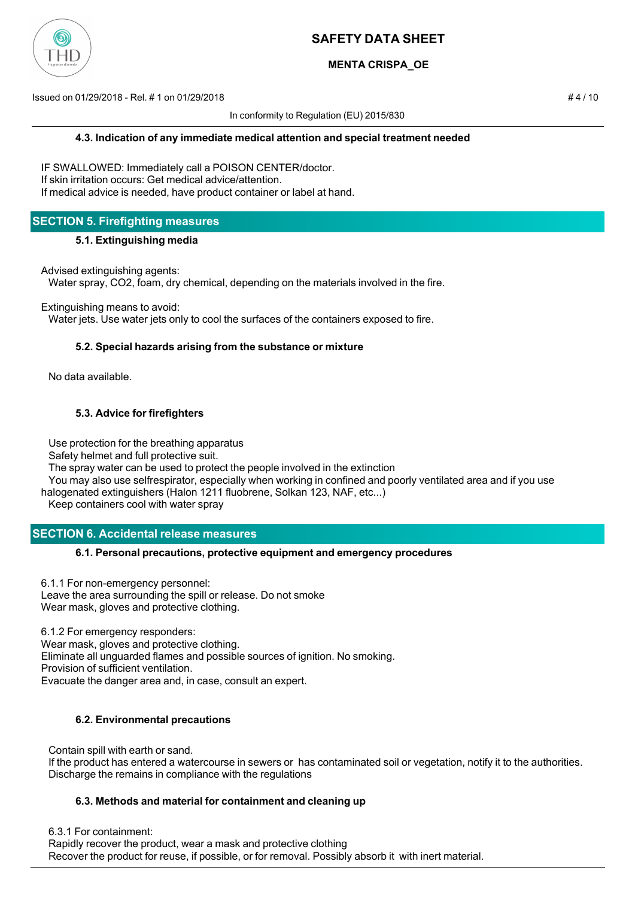#### 4.3. Indication of any immediate medical attention and special treatment needed

IF SWALLOWED: Immediately call a POISON CENTER/doctor.
If skin irritation occurs: Get medical advice/attention.
If medical advice is needed, have product container or label at hand.

## SECTION 5. Firefighting measures

#### 5.1. Extinguishing media

Advised extinguishing agents:
Water spray, $CO_2$, foam, dry chemical, depending on the materials involved in the fire.

Extinguishing means to avoid:
Water jets. Use water jets only to cool the surfaces of the containers exposed to fire.

#### 5.2. Special hazards arising from the substance or mixture

No data available.

#### 5.3. Advice for firefighters

Use protection for the breathing apparatus
Safety helmet and full protective suit.
The spray water can be used to protect the people involved in the extinction
You may also use selfrespirator, especially when working in confined and poorly ventilated area and if you use halogenated extinguishers (Halon 1211 fluobrene, Solkan 123, NAF, etc...)
Keep containers cool with water spray

## SECTION 6. Accidental release measures

#### 6.1. Personal precautions, protective equipment and emergency procedures

6.1.1 For non-emergency personnel:
Leave the area surrounding the spill or release. Do not smoke
Wear mask, gloves and protective clothing.

6.1.2 For emergency responders:
Wear mask, gloves and protective clothing.
Eliminate all unguarded flames and possible sources of ignition. No smoking.
Provision of sufficient ventilation.
Evacuate the danger area and, in case, consult an expert.

#### 6.2. Environmental precautions

Contain spill with earth or sand.
If the product has entered a watercourse in sewers or has contaminated soil or vegetation, notify it to the authorities.
Discharge the remains in compliance with the regulations

#### 6.3. Methods and material for containment and cleaning up

6.3.1 For containment:
Rapidly recover the product, wear a mask and protective clothing
Recover the product for reuse, if possible, or for removal. Possibly absorb it with inert material.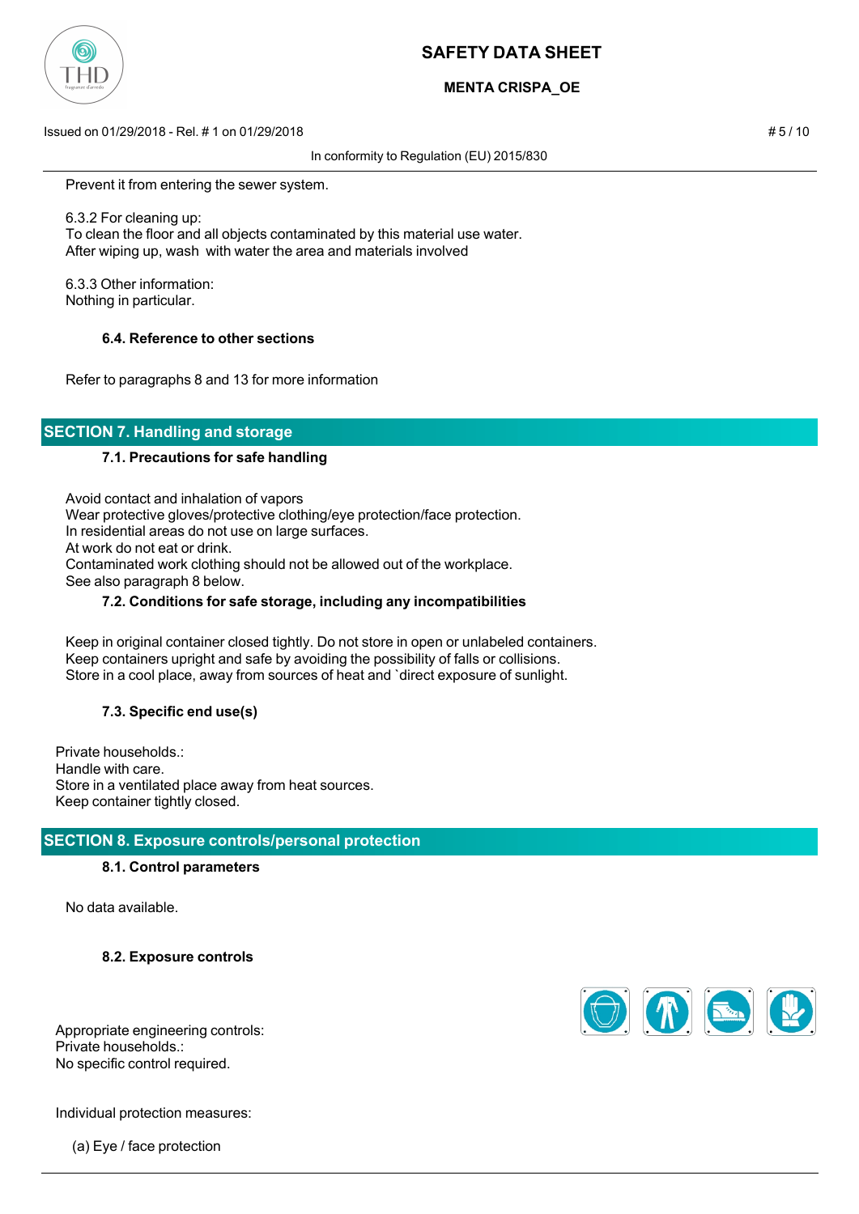Prevent it from entering the sewer system.

6.3.2 For cleaning up:
To clean the floor and all objects contaminated by this material use water.
After wiping up, wash  with water the area and materials involved

6.3.3 Other information:
Nothing in particular.

### 6.4. Reference to other sections

Refer to paragraphs 8 and 13 for more information

## SECTION 7. Handling and storage

### 7.1. Precautions for safe handling

Avoid contact and inhalation of vapors
Wear protective gloves/protective clothing/eye protection/face protection.
In residential areas do not use on large surfaces.
At work do not eat or drink.
Contaminated work clothing should not be allowed out of the workplace.
See also paragraph 8 below.

### 7.2. Conditions for safe storage, including any incompatibilities

Keep in original container closed tightly. Do not store in open or unlabeled containers.
Keep containers upright and safe by avoiding the possibility of falls or collisions.
Store in a cool place, away from sources of heat and `direct exposure of sunlight.

### 7.3. Specific end use(s)

Private households.:
Handle with care.
Store in a ventilated place away from heat sources.
Keep container tightly closed.

## SECTION 8. Exposure controls/personal protection

### 8.1. Control parameters

No data available.

### 8.2. Exposure controls

Appropriate engineering controls:
Private households.:
No specific control required.

Individual protection measures:

(a) Eye / face protection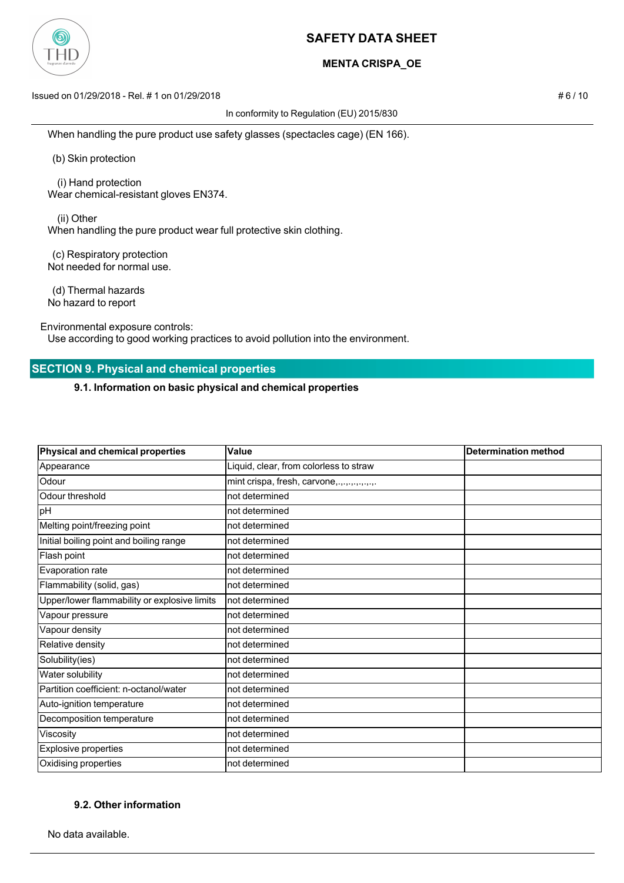When handling the pure product use safety glasses (spectacles cage) (EN 166).

(b) Skin protection

(i) Hand protection
Wear chemical-resistant gloves EN374.

(ii) Other
When handling the pure product wear full protective skin clothing.

(c) Respiratory protection
Not needed for normal use.

(d) Thermal hazards
No hazard to report

Environmental exposure controls:
Use according to good working practices to avoid pollution into the environment.

## SECTION 9. Physical and chemical properties

### 9.1. Information on basic physical and chemical properties

| Physical and chemical properties | Value | Determination method |
|---|---|---|
| Appearance | Liquid, clear, from colorless to straw | |
| Odour | mint crispa, fresh, carvone,.,.,.,.,.,.,.,. | |
| Odour threshold | not determined | |
| pH | not determined | |
| Melting point/freezing point | not determined | |
| Initial boiling point and boiling range | not determined | |
| Flash point | not determined | |
| Evaporation rate | not determined | |
| Flammability (solid, gas) | not determined | |
| Upper/lower flammability or explosive limits | not determined | |
| Vapour pressure | not determined | |
| Vapour density | not determined | |
| Relative density | not determined | |
| Solubility(ies) | not determined | |
| Water solubility | not determined | |
| Partition coefficient: n-octanol/water | not determined | |
| Auto-ignition temperature | not determined | |
| Decomposition temperature | not determined | |
| Viscosity | not determined | |
| Explosive properties | not determined | |
| Oxidising properties | not determined | |

### 9.2. Other information

No data available.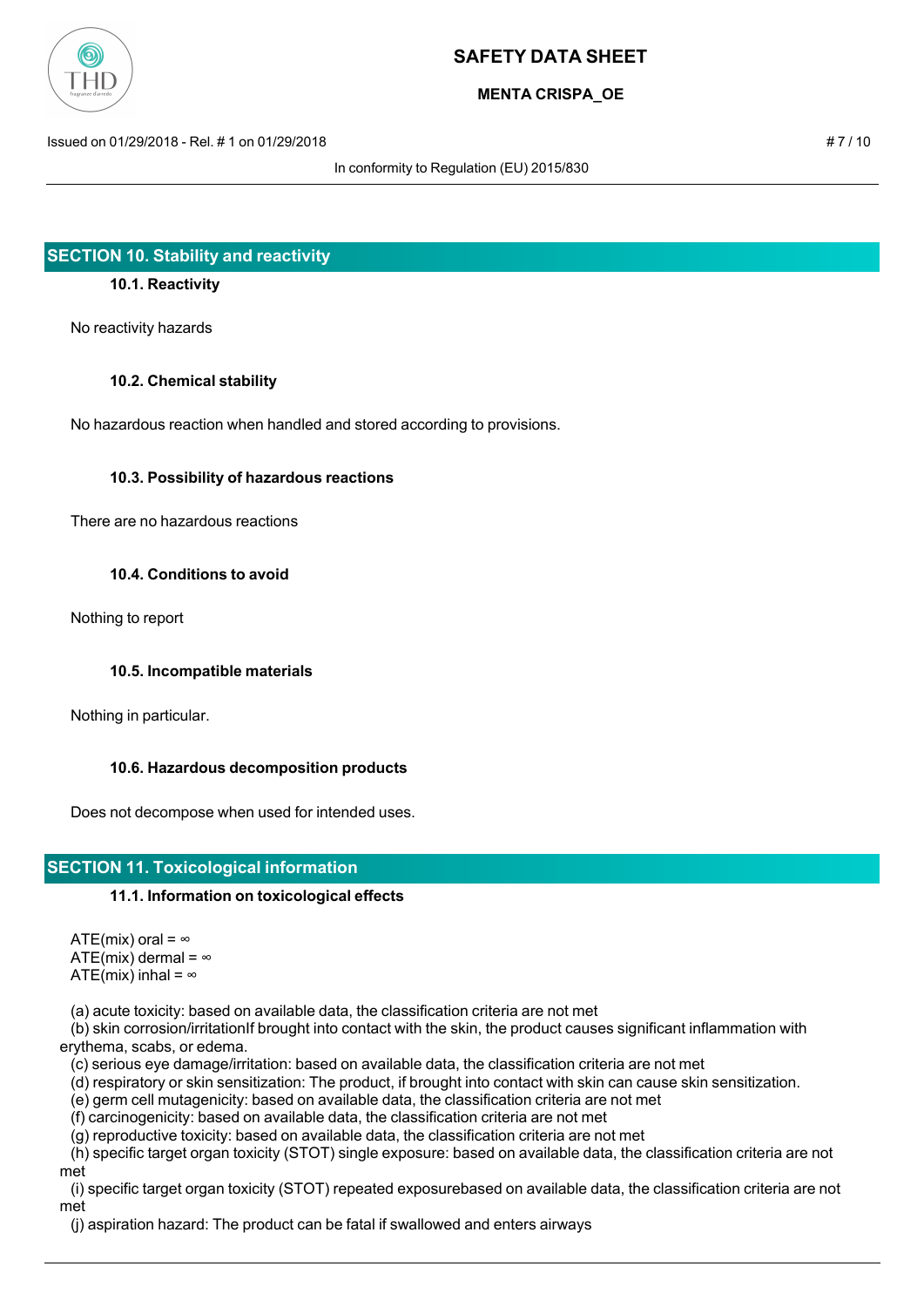## SECTION 10. Stability and reactivity

### 10.1. Reactivity

No reactivity hazards

### 10.2. Chemical stability

No hazardous reaction when handled and stored according to provisions.

### 10.3. Possibility of hazardous reactions

There are no hazardous reactions

### 10.4. Conditions to avoid

Nothing to report

### 10.5. Incompatible materials

Nothing in particular.

### 10.6. Hazardous decomposition products

Does not decompose when used for intended uses.

## SECTION 11. Toxicological information

### 11.1. Information on toxicological effects

ATE(mix) oral = ∞
ATE(mix) dermal = ∞
ATE(mix) inhal = ∞

(a) acute toxicity: based on available data, the classification criteria are not met
(b) skin corrosion/irritationIf brought into contact with the skin, the product causes significant inflammation with erythema, scabs, or edema.
(c) serious eye damage/irritation: based on available data, the classification criteria are not met
(d) respiratory or skin sensitization: The product, if brought into contact with skin can cause skin sensitization.
(e) germ cell mutagenicity: based on available data, the classification criteria are not met
(f) carcinogenicity: based on available data, the classification criteria are not met
(g) reproductive toxicity: based on available data, the classification criteria are not met
(h) specific target organ toxicity (STOT) single exposure: based on available data, the classification criteria are not met
(i) specific target organ toxicity (STOT) repeated exposurebased on available data, the classification criteria are not met
(j) aspiration hazard: The product can be fatal if swallowed and enters airways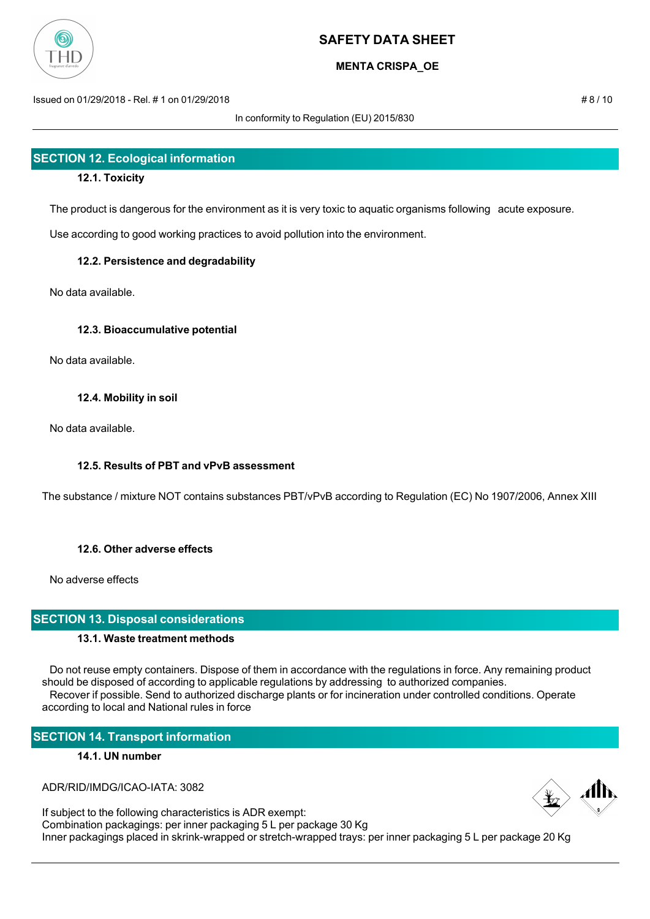## SECTION 12. Ecological information

### 12.1. Toxicity

The product is dangerous for the environment as it is very toxic to aquatic organisms following acute exposure.

Use according to good working practices to avoid pollution into the environment.

### 12.2. Persistence and degradability

No data available.

### 12.3. Bioaccumulative potential

No data available.

### 12.4. Mobility in soil

No data available.

### 12.5. Results of PBT and vPvB assessment

The substance / mixture NOT contains substances PBT/vPvB according to Regulation (EC) No 1907/2006, Annex XIII

### 12.6. Other adverse effects

No adverse effects

## SECTION 13. Disposal considerations

### 13.1. Waste treatment methods

Do not reuse empty containers. Dispose of them in accordance with the regulations in force. Any remaining product should be disposed of according to applicable regulations by addressing to authorized companies.
Recover if possible. Send to authorized discharge plants or for incineration under controlled conditions. Operate according to local and National rules in force

## SECTION 14. Transport information

### 14.1. UN number

ADR/RID/IMDG/ICAO-IATA: 3082

If subject to the following characteristics is ADR exempt:
Combination packagings: per inner packaging 5 L per package 30 Kg
Inner packagings placed in skrink-wrapped or stretch-wrapped trays: per inner packaging 5 L per package 20 Kg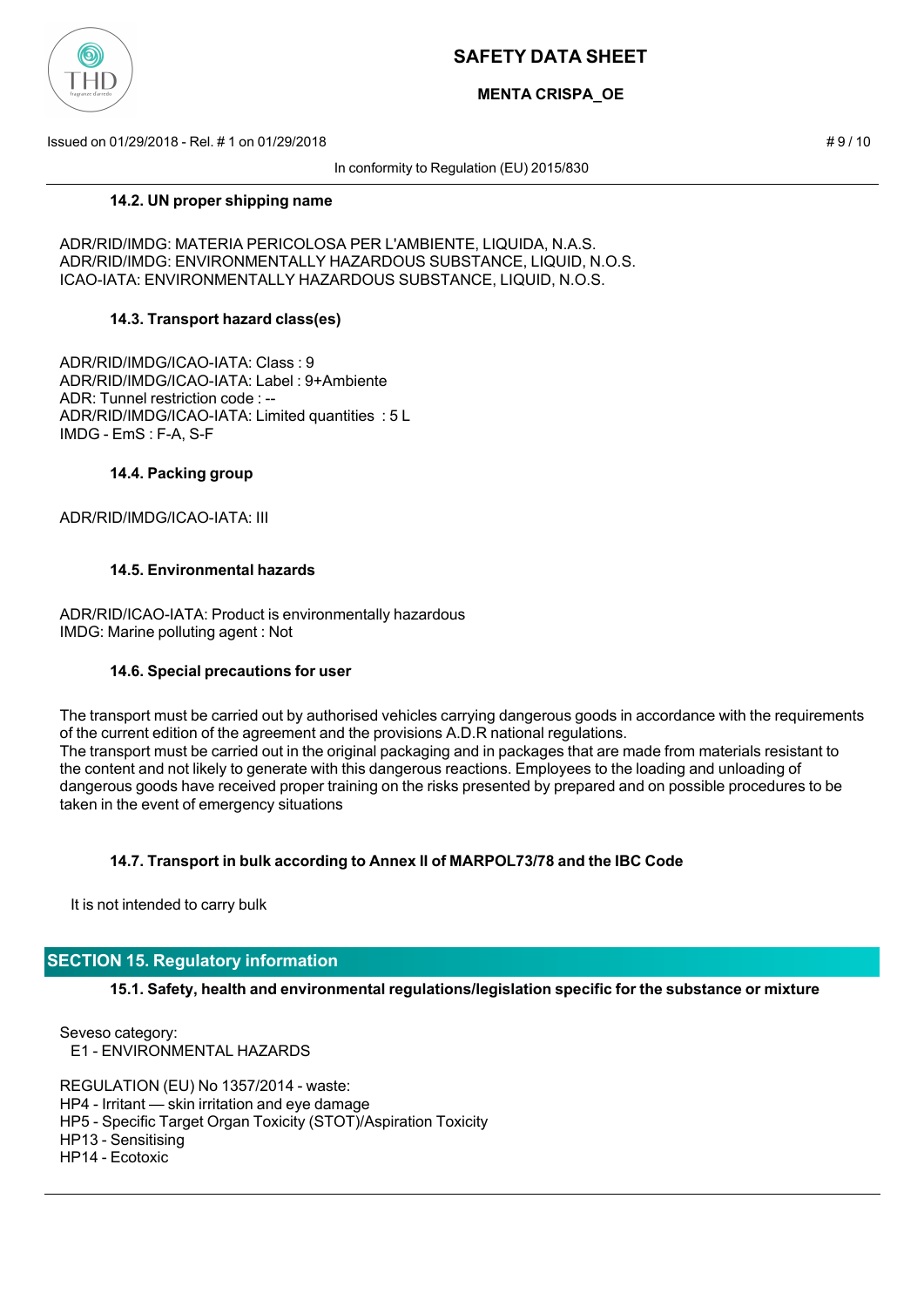### 14.2. UN proper shipping name

ADR/RID/IMDG: MATERIA PERICOLOSA PER L'AMBIENTE, LIQUIDA, N.A.S.
ADR/RID/IMDG: ENVIRONMENTALLY HAZARDOUS SUBSTANCE, LIQUID, N.O.S.
ICAO-IATA: ENVIRONMENTALLY HAZARDOUS SUBSTANCE, LIQUID, N.O.S.

### 14.3. Transport hazard class(es)

ADR/RID/IMDG/ICAO-IATA: Class : 9
ADR/RID/IMDG/ICAO-IATA: Label : 9+Ambiente
ADR: Tunnel restriction code : --
ADR/RID/IMDG/ICAO-IATA: Limited quantities : 5 L
IMDG - EmS : F-A, S-F

### 14.4. Packing group

ADR/RID/IMDG/ICAO-IATA: III

### 14.5. Environmental hazards

ADR/RID/ICAO-IATA: Product is environmentally hazardous
IMDG: Marine polluting agent : Not

### 14.6. Special precautions for user

The transport must be carried out by authorised vehicles carrying dangerous goods in accordance with the requirements of the current edition of the agreement and the provisions A.D.R national regulations.
The transport must be carried out in the original packaging and in packages that are made from materials resistant to the content and not likely to generate with this dangerous reactions. Employees to the loading and unloading of dangerous goods have received proper training on the risks presented by prepared and on possible procedures to be taken in the event of emergency situations

### 14.7. Transport in bulk according to Annex II of MARPOL73/78 and the IBC Code

It is not intended to carry bulk

## SECTION 15. Regulatory information

### 15.1. Safety, health and environmental regulations/legislation specific for the substance or mixture

Seveso category:
E1 - ENVIRONMENTAL HAZARDS

REGULATION (EU) No 1357/2014 - waste:
HP4 - Irritant — skin irritation and eye damage
HP5 - Specific Target Organ Toxicity (STOT)/Aspiration Toxicity
HP13 - Sensitising
HP14 - Ecotoxic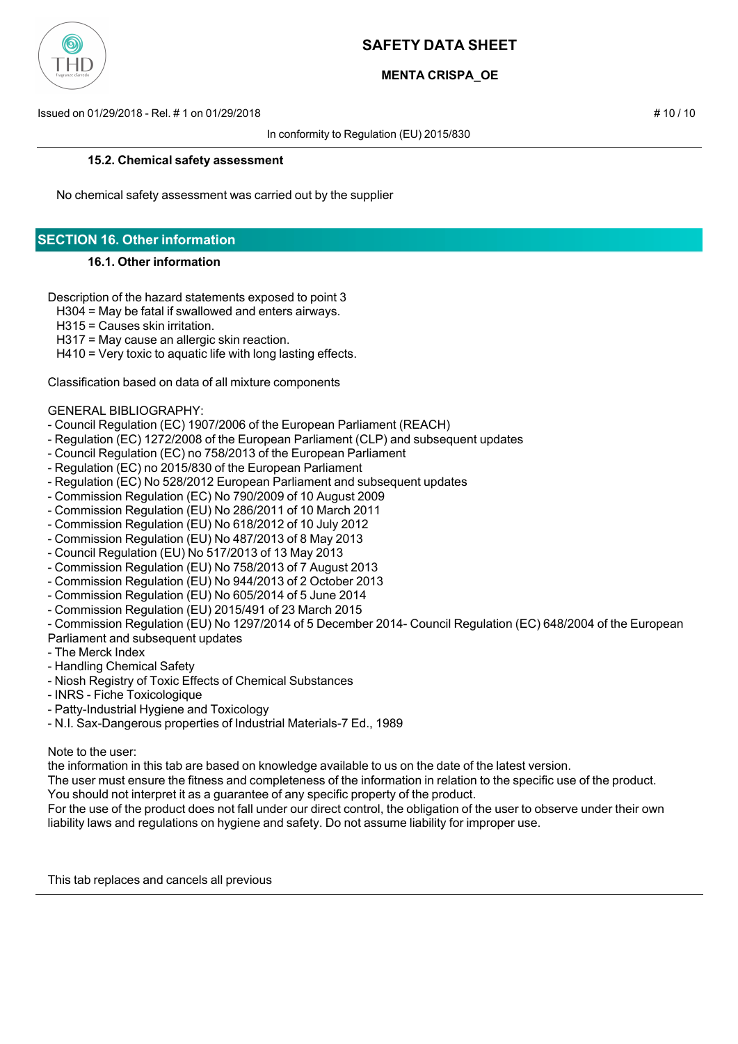### 15.2. Chemical safety assessment

No chemical safety assessment was carried out by the supplier

## SECTION 16. Other information

### 16.1. Other information

Description of the hazard statements exposed to point 3
H304 = May be fatal if swallowed and enters airways.
H315 = Causes skin irritation.
H317 = May cause an allergic skin reaction.
H410 = Very toxic to aquatic life with long lasting effects.

Classification based on data of all mixture components

GENERAL BIBLIOGRAPHY:
- Council Regulation (EC) 1907/2006 of the European Parliament (REACH)
- Regulation (EC) 1272/2008 of the European Parliament (CLP) and subsequent updates
- Council Regulation (EC) no 758/2013 of the European Parliament
- Regulation (EC) no 2015/830 of the European Parliament
- Regulation (EC) No 528/2012 European Parliament and subsequent updates
- Commission Regulation (EC) No 790/2009 of 10 August 2009
- Commission Regulation (EU) No 286/2011 of 10 March 2011
- Commission Regulation (EU) No 618/2012 of 10 July 2012
- Commission Regulation (EU) No 487/2013 of 8 May 2013
- Council Regulation (EU) No 517/2013 of 13 May 2013
- Commission Regulation (EU) No 758/2013 of 7 August 2013
- Commission Regulation (EU) No 944/2013 of 2 October 2013
- Commission Regulation (EU) No 605/2014 of 5 June 2014
- Commission Regulation (EU) 2015/491 of 23 March 2015
- Commission Regulation (EU) No 1297/2014 of 5 December 2014- Council Regulation (EC) 648/2004 of the European Parliament and subsequent updates
- The Merck Index
- Handling Chemical Safety
- Niosh Registry of Toxic Effects of Chemical Substances
- INRS - Fiche Toxicologique
- Patty-Industrial Hygiene and Toxicology
- N.I. Sax-Dangerous properties of Industrial Materials-7 Ed., 1989

Note to the user:
the information in this tab are based on knowledge available to us on the date of the latest version.
The user must ensure the fitness and completeness of the information in relation to the specific use of the product.
You should not interpret it as a guarantee of any specific property of the product.
For the use of the product does not fall under our direct control, the obligation of the user to observe under their own liability laws and regulations on hygiene and safety. Do not assume liability for improper use.

This tab replaces and cancels all previous